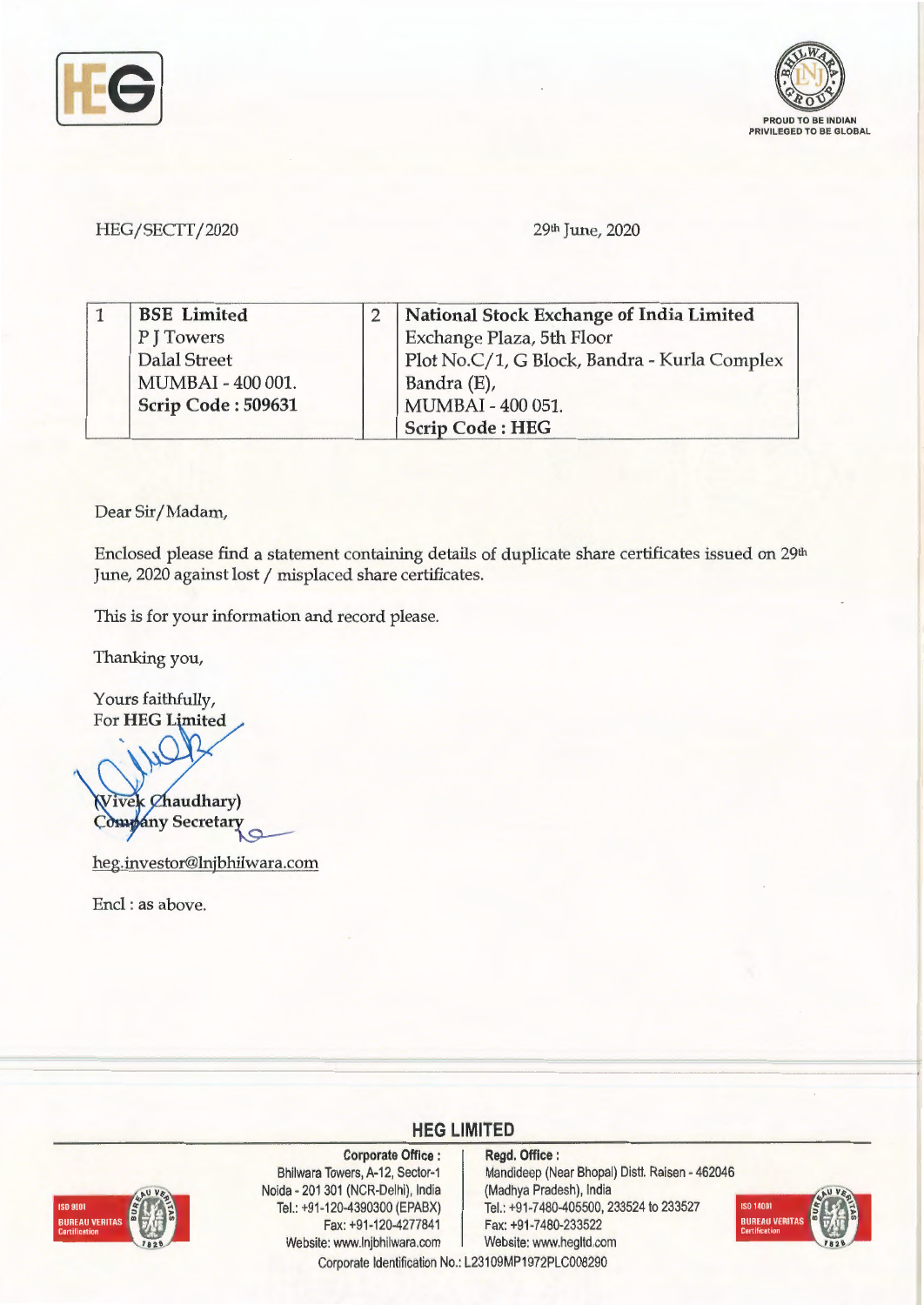HEG/SECTT/2020

29th June, 2020

| 1 | **BSE Limited**<br>P J Towers<br>Dalal Street<br>MUMBAI - 400 001.<br>**Scrip Code : 509631** | 2 | **National Stock Exchange of India Limited**<br>Exchange Plaza, 5th Floor<br>Plot No.C/1, G Block, Bandra - Kurla Complex<br>Bandra (E),<br>MUMBAI - 400 051.<br>**Scrip Code : HEG** |
|---|---|---|---|

Dear Sir/Madam,

Enclosed please find a statement containing details of duplicate share certificates issued on 29th June, 2020 against lost / misplaced share certificates.

This is for your information and record please.

Thanking you,

Yours faithfully,
For **HEG Limited**

**(Vivek Chaudhary)**
**Company Secretary**

heg.investor@lnjbhilwara.com

Encl : as above.

**HEG LIMITED**

**Corporate Office :**
Bhilwara Towers, A-12, Sector-1
Noida - 201 301 (NCR-Delhi), India
Tel.: +91-120-4390300 (EPABX)
Fax: +91-120-4277841
Website: www.lnjbhilwara.com

**Regd. Office :**
Mandideep (Near Bhopal) Distt. Raisen - 462046
(Madhya Pradesh), India
Tel.: +91-7480-405500, 233524 to 233527
Fax: +91-7480-233522
Website: www.hegltd.com

Corporate Identification No.: L23109MP1972PLC008290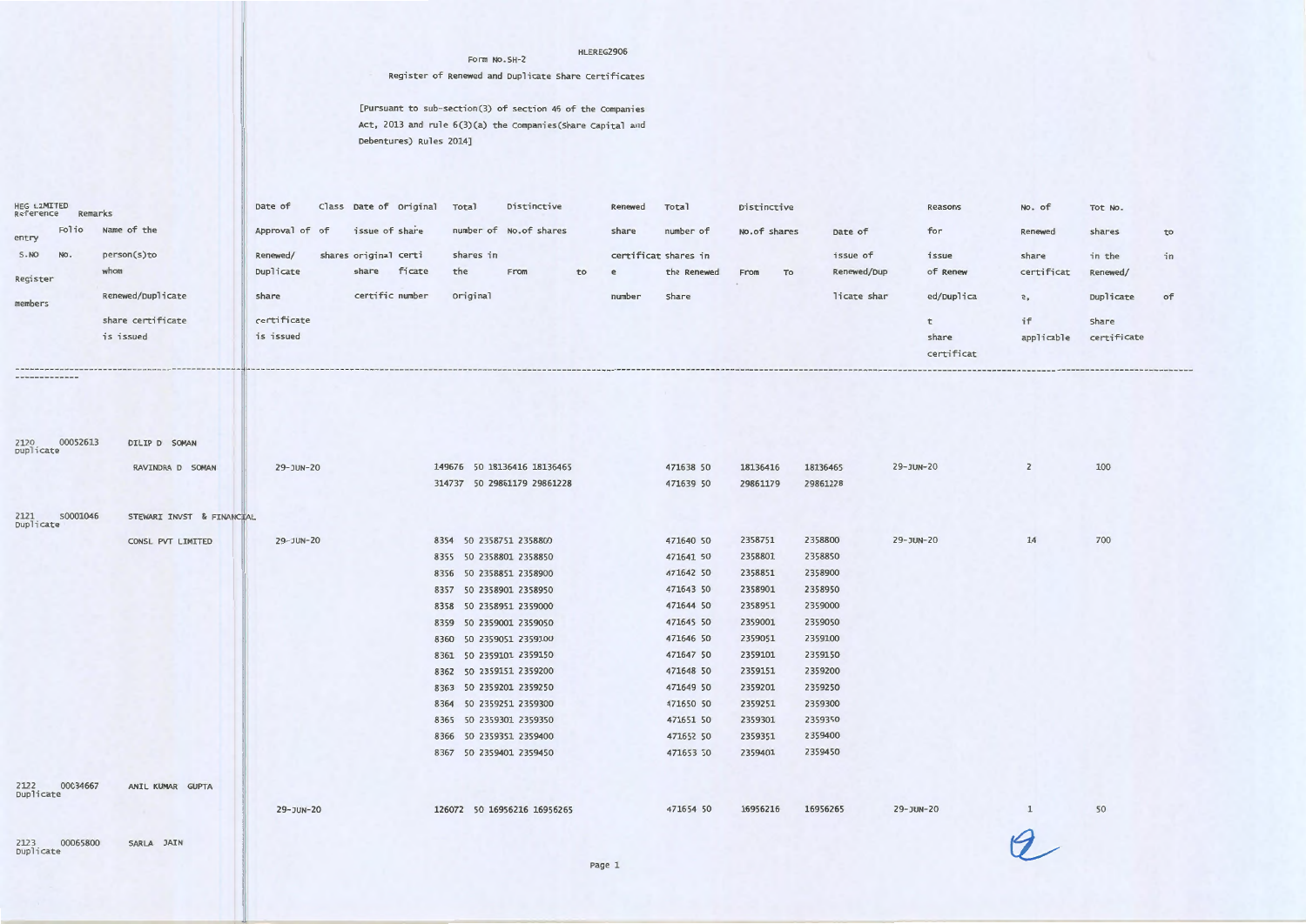HLEREG2906

Form No.SH-2

Register of Renewed and Duplicate Share Certificates

[Pursuant to sub-section(3) of section 46 of the Companies Act, 2013 and rule 6(3)(a) the Companies(Share Capital and Debentures) Rules 2014]

HEG LIMITED

| Reference entry S.NO | Remarks Folio NO. Register members | Name of the person(s)to whom Renewed/Duplicate share certificate is issued | Date of Approval of Renewed/ Duplicate share certificate is issued | Class of shares | Date of issue of original share | Original share certificate number | Total number of shares in the original | Distinctive No.of shares From | to | Renewed share certificate number | Total number of shares in the Renewed Share | Distinctive No.of shares From | To | Date of issue of Renewed/Duplicate share | Reasons for issue of Renewed/Duplicate share certificat | No. of Renewed share certificate, if applicable | Tot No. shares in the Renewed/ Duplicate share certificate | to in of |
|---|---|---|---|---|---|---|---|---|---|---|---|---|---|---|---|---|---|---|
| 2120 Duplicate | 00052613 | DILIP D SOMAN | | | | | | | | | | | | | | | | |
| | | RAVINDRA D SOMAN | 29-JUN-20 | | | 149676 | 50 | 18136416 | 18136465 | 471638 | 50 | 18136416 | 18136465 | 29-JUN-20 | | 2 | 100 | |
| | | | | | | 314737 | 50 | 29861179 | 29861228 | 471639 | 50 | 29861179 | 29861228 | | | | | |
| 2121 Duplicate | S0001046 | STEWARI INVST & FINANCIAL CONSL PVT LIMITED | 29-JUN-20 | | | 8354 | 50 | 2358751 | 2358800 | 471640 | 50 | 2358751 | 2358800 | 29-JUN-20 | | 14 | 700 | |
| | | | | | | 8355 | 50 | 2358801 | 2358850 | 471641 | 50 | 2358801 | 2358850 | | | | | |
| | | | | | | 8356 | 50 | 2358851 | 2358900 | 471642 | 50 | 2358851 | 2358900 | | | | | |
| | | | | | | 8357 | 50 | 2358901 | 2358950 | 471643 | 50 | 2358901 | 2358950 | | | | | |
| | | | | | | 8358 | 50 | 2358951 | 2359000 | 471644 | 50 | 2358951 | 2359000 | | | | | |
| | | | | | | 8359 | 50 | 2359001 | 2359050 | 471645 | 50 | 2359001 | 2359050 | | | | | |
| | | | | | | 8360 | 50 | 2359051 | 2359100 | 471646 | 50 | 2359051 | 2359100 | | | | | |
| | | | | | | 8361 | 50 | 2359101 | 2359150 | 471647 | 50 | 2359101 | 2359150 | | | | | |
| | | | | | | 8362 | 50 | 2359151 | 2359200 | 471648 | 50 | 2359151 | 2359200 | | | | | |
| | | | | | | 8363 | 50 | 2359201 | 2359250 | 471649 | 50 | 2359201 | 2359250 | | | | | |
| | | | | | | 8364 | 50 | 2359251 | 2359300 | 471650 | 50 | 2359251 | 2359300 | | | | | |
| | | | | | | 8365 | 50 | 2359301 | 2359350 | 471651 | 50 | 2359301 | 2359350 | | | | | |
| | | | | | | 8366 | 50 | 2359351 | 2359400 | 471652 | 50 | 2359351 | 2359400 | | | | | |
| | | | | | | 8367 | 50 | 2359401 | 2359450 | 471653 | 50 | 2359401 | 2359450 | | | | | |
| 2122 Duplicate | 00034667 | ANIL KUMAR GUPTA | 29-JUN-20 | | | 126072 | 50 | 16956216 | 16956265 | 471654 | 50 | 16956216 | 16956265 | 29-JUN-20 | | 1 | 50 | |
| 2123 Duplicate | 00065800 | SARLA JAIN | | | | | | | | | | | | | | | | |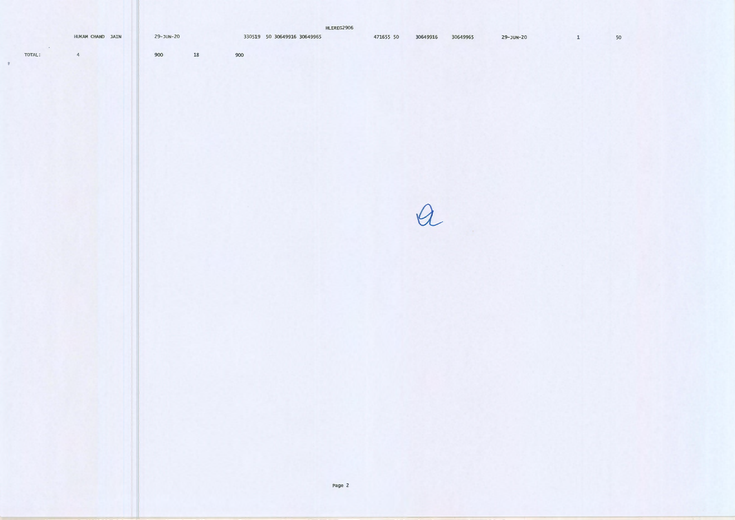| | | | | | | | | | | | | | | |
|---|---|---|---|---|---|---|---|---|---|---|---|---|---|---|
| | HUKAM CHAND JAIN | 29-JUN-20 | | | 330519 | 50 | 30649916 | 30649965 | HLEREG2906 | 471655 50 | 30649916 | 30649965 | 29-JUN-20 | 1 | 50 |
| TOTAL: | 4 | 900 | 18 | 900 | | | | | | | | | | | |